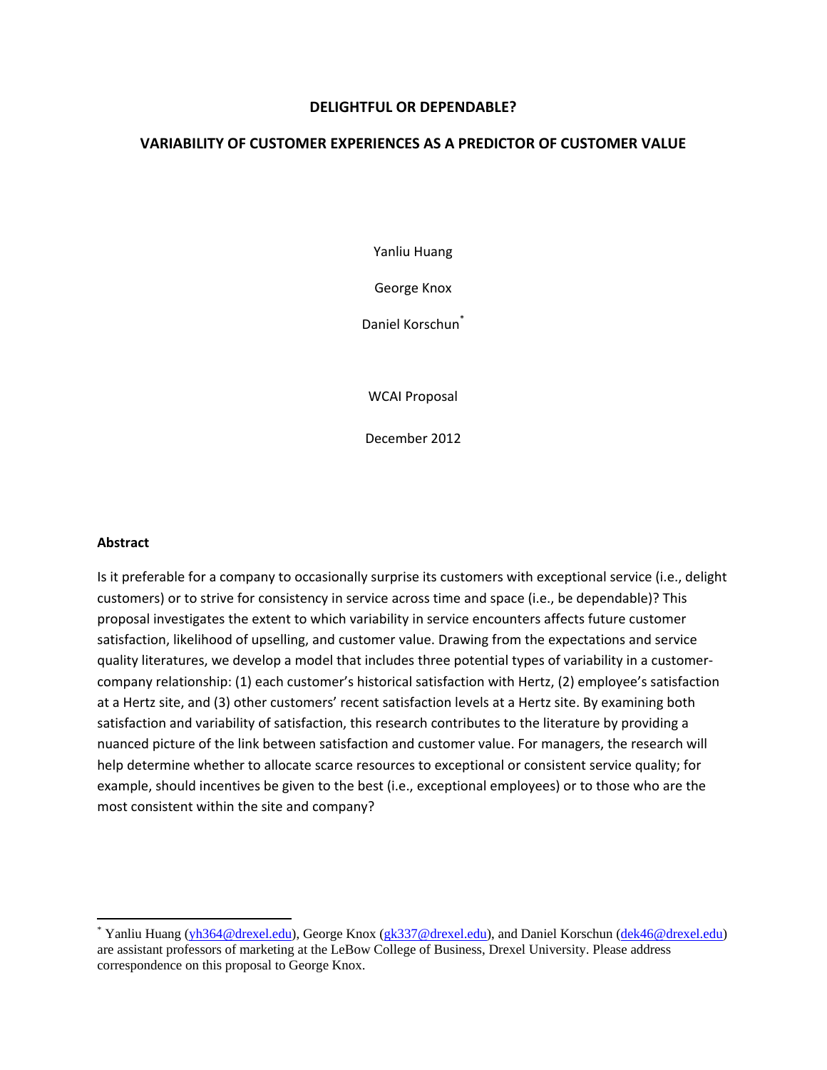# DELIGHTFUL OR DEPENDABLE?

## VARIABILITY OF CUSTOMER EXPERIENCES AS A PREDICTOR OF CUSTOMER VALUE

Yanliu Huang

George Knox

Daniel Korschun*

WCAI Proposal

December 2012

**Abstract**

Is it preferable for a company to occasionally surprise its customers with exceptional service (i.e., delight customers) or to strive for consistency in service across time and space (i.e., be dependable)? This proposal investigates the extent to which variability in service encounters affects future customer satisfaction, likelihood of upselling, and customer value. Drawing from the expectations and service quality literatures, we develop a model that includes three potential types of variability in a customer-company relationship: (1) each customer's historical satisfaction with Hertz, (2) employee's satisfaction at a Hertz site, and (3) other customers' recent satisfaction levels at a Hertz site. By examining both satisfaction and variability of satisfaction, this research contributes to the literature by providing a nuanced picture of the link between satisfaction and customer value. For managers, the research will help determine whether to allocate scarce resources to exceptional or consistent service quality; for example, should incentives be given to the best (i.e., exceptional employees) or to those who are the most consistent within the site and company?

---

* Yanliu Huang (yh364@drexel.edu), George Knox (gk337@drexel.edu), and Daniel Korschun (dek46@drexel.edu) are assistant professors of marketing at the LeBow College of Business, Drexel University. Please address correspondence on this proposal to George Knox.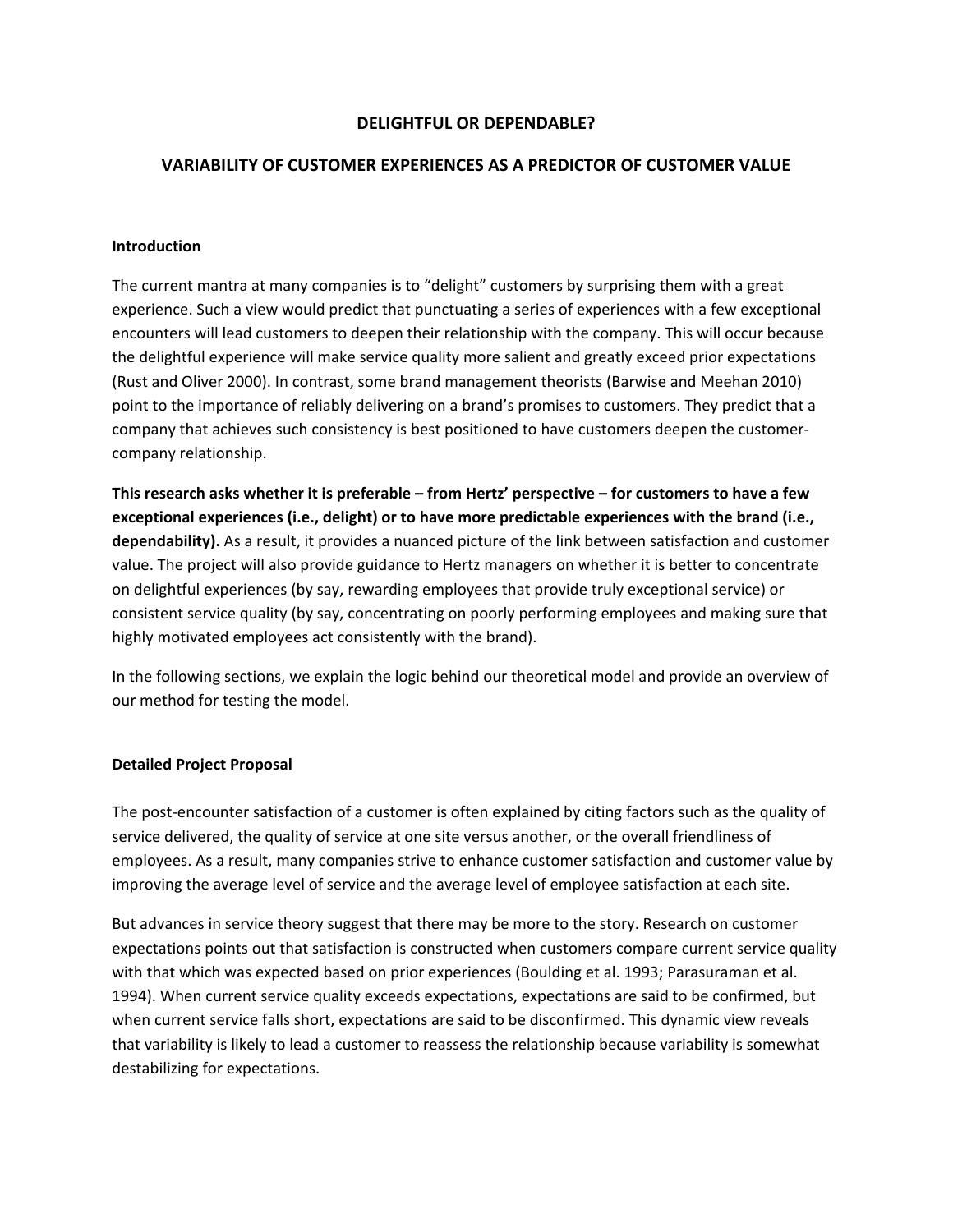**DELIGHTFUL OR DEPENDABLE?**

**VARIABILITY OF CUSTOMER EXPERIENCES AS A PREDICTOR OF CUSTOMER VALUE**

**Introduction**

The current mantra at many companies is to "delight" customers by surprising them with a great experience. Such a view would predict that punctuating a series of experiences with a few exceptional encounters will lead customers to deepen their relationship with the company. This will occur because the delightful experience will make service quality more salient and greatly exceed prior expectations (Rust and Oliver 2000). In contrast, some brand management theorists (Barwise and Meehan 2010) point to the importance of reliably delivering on a brand's promises to customers. They predict that a company that achieves such consistency is best positioned to have customers deepen the customer-company relationship.

**This research asks whether it is preferable – from Hertz' perspective – for customers to have a few exceptional experiences (i.e., delight) or to have more predictable experiences with the brand (i.e., dependability).** As a result, it provides a nuanced picture of the link between satisfaction and customer value. The project will also provide guidance to Hertz managers on whether it is better to concentrate on delightful experiences (by say, rewarding employees that provide truly exceptional service) or consistent service quality (by say, concentrating on poorly performing employees and making sure that highly motivated employees act consistently with the brand).

In the following sections, we explain the logic behind our theoretical model and provide an overview of our method for testing the model.

**Detailed Project Proposal**

The post-encounter satisfaction of a customer is often explained by citing factors such as the quality of service delivered, the quality of service at one site versus another, or the overall friendliness of employees. As a result, many companies strive to enhance customer satisfaction and customer value by improving the average level of service and the average level of employee satisfaction at each site.

But advances in service theory suggest that there may be more to the story. Research on customer expectations points out that satisfaction is constructed when customers compare current service quality with that which was expected based on prior experiences (Boulding et al. 1993; Parasuraman et al. 1994). When current service quality exceeds expectations, expectations are said to be confirmed, but when current service falls short, expectations are said to be disconfirmed. This dynamic view reveals that variability is likely to lead a customer to reassess the relationship because variability is somewhat destabilizing for expectations.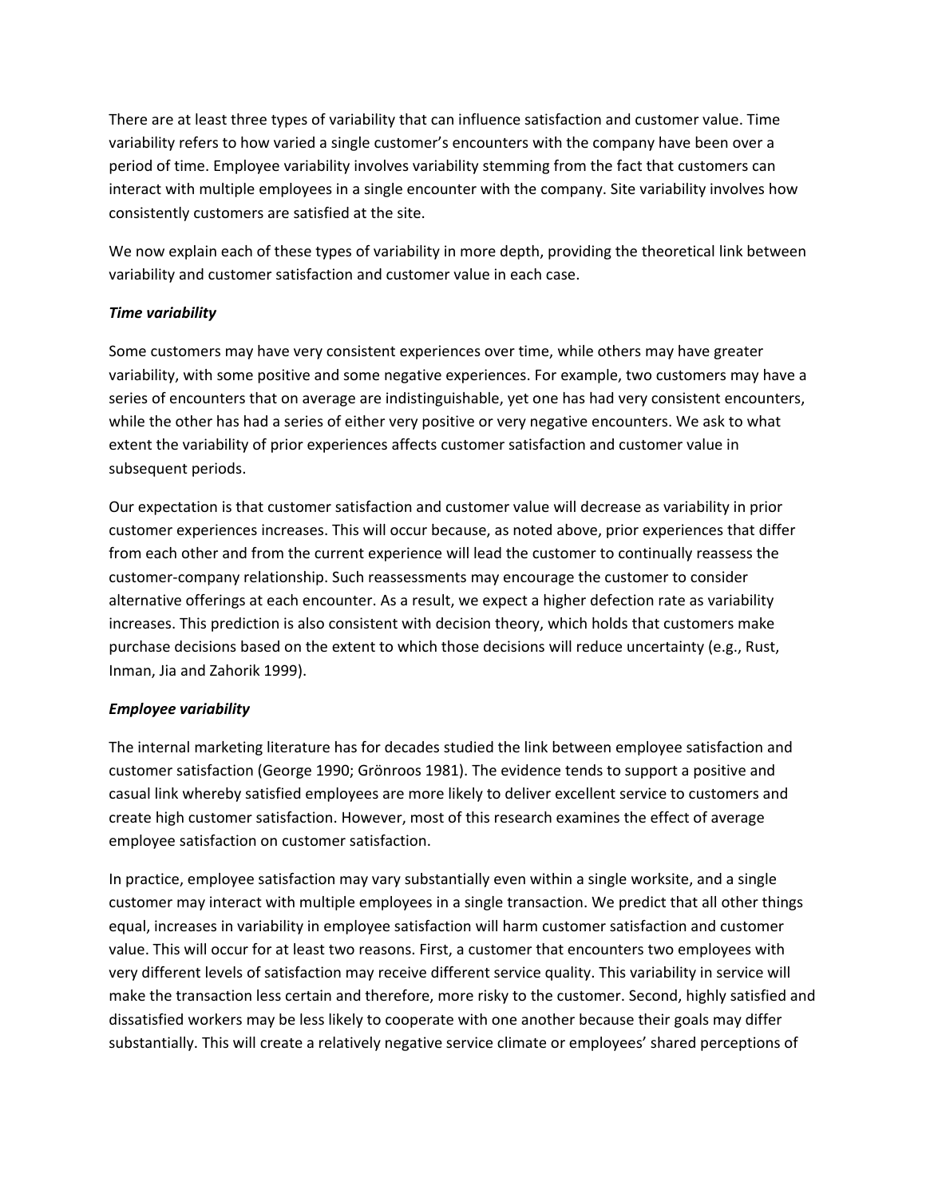There are at least three types of variability that can influence satisfaction and customer value. Time variability refers to how varied a single customer's encounters with the company have been over a period of time. Employee variability involves variability stemming from the fact that customers can interact with multiple employees in a single encounter with the company. Site variability involves how consistently customers are satisfied at the site.

We now explain each of these types of variability in more depth, providing the theoretical link between variability and customer satisfaction and customer value in each case.

***Time variability***

Some customers may have very consistent experiences over time, while others may have greater variability, with some positive and some negative experiences. For example, two customers may have a series of encounters that on average are indistinguishable, yet one has had very consistent encounters, while the other has had a series of either very positive or very negative encounters. We ask to what extent the variability of prior experiences affects customer satisfaction and customer value in subsequent periods.

Our expectation is that customer satisfaction and customer value will decrease as variability in prior customer experiences increases. This will occur because, as noted above, prior experiences that differ from each other and from the current experience will lead the customer to continually reassess the customer-company relationship. Such reassessments may encourage the customer to consider alternative offerings at each encounter. As a result, we expect a higher defection rate as variability increases. This prediction is also consistent with decision theory, which holds that customers make purchase decisions based on the extent to which those decisions will reduce uncertainty (e.g., Rust, Inman, Jia and Zahorik 1999).

***Employee variability***

The internal marketing literature has for decades studied the link between employee satisfaction and customer satisfaction (George 1990; Grönroos 1981). The evidence tends to support a positive and casual link whereby satisfied employees are more likely to deliver excellent service to customers and create high customer satisfaction. However, most of this research examines the effect of average employee satisfaction on customer satisfaction.

In practice, employee satisfaction may vary substantially even within a single worksite, and a single customer may interact with multiple employees in a single transaction. We predict that all other things equal, increases in variability in employee satisfaction will harm customer satisfaction and customer value. This will occur for at least two reasons. First, a customer that encounters two employees with very different levels of satisfaction may receive different service quality. This variability in service will make the transaction less certain and therefore, more risky to the customer. Second, highly satisfied and dissatisfied workers may be less likely to cooperate with one another because their goals may differ substantially. This will create a relatively negative service climate or employees' shared perceptions of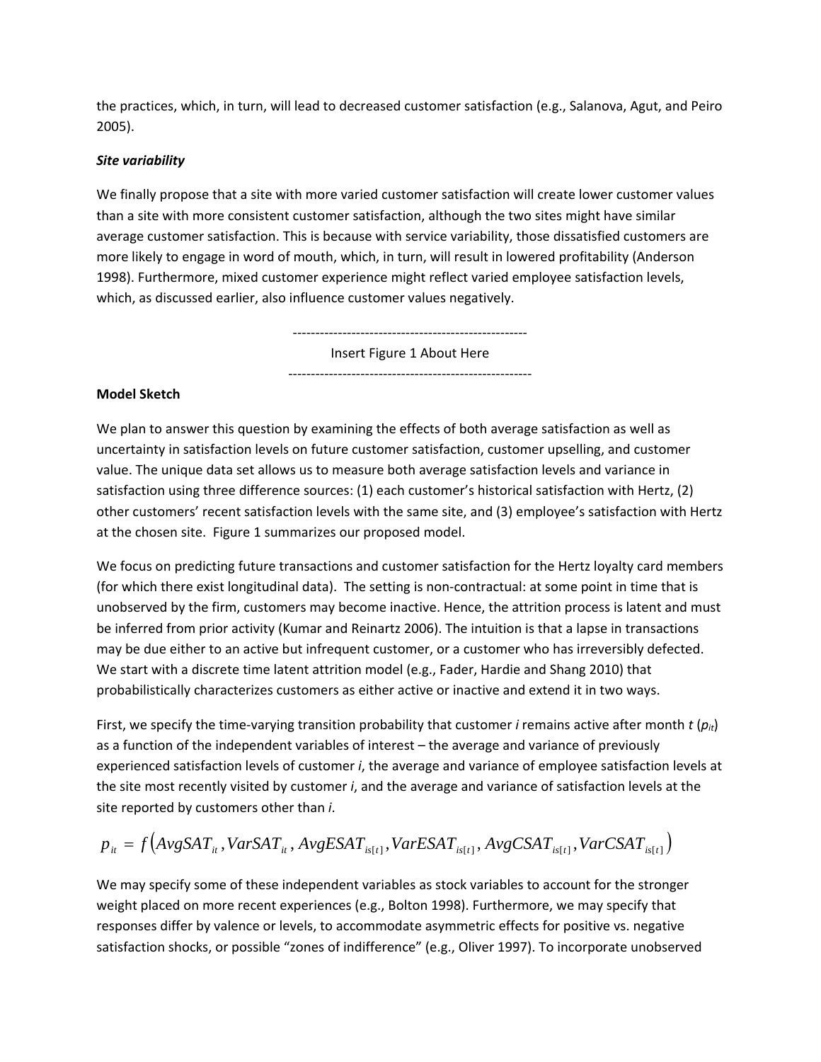the practices, which, in turn, will lead to decreased customer satisfaction (e.g., Salanova, Agut, and Peiro 2005).

***Site variability***

We finally propose that a site with more varied customer satisfaction will create lower customer values than a site with more consistent customer satisfaction, although the two sites might have similar average customer satisfaction. This is because with service variability, those dissatisfied customers are more likely to engage in word of mouth, which, in turn, will result in lowered profitability (Anderson 1998). Furthermore, mixed customer experience might reflect varied employee satisfaction levels, which, as discussed earlier, also influence customer values negatively.

---

Insert Figure 1 About Here

---

**Model Sketch**

We plan to answer this question by examining the effects of both average satisfaction as well as uncertainty in satisfaction levels on future customer satisfaction, customer upselling, and customer value. The unique data set allows us to measure both average satisfaction levels and variance in satisfaction using three difference sources: (1) each customer's historical satisfaction with Hertz, (2) other customers' recent satisfaction levels with the same site, and (3) employee's satisfaction with Hertz at the chosen site. Figure 1 summarizes our proposed model.

We focus on predicting future transactions and customer satisfaction for the Hertz loyalty card members (for which there exist longitudinal data). The setting is non-contractual: at some point in time that is unobserved by the firm, customers may become inactive. Hence, the attrition process is latent and must be inferred from prior activity (Kumar and Reinartz 2006). The intuition is that a lapse in transactions may be due either to an active but infrequent customer, or a customer who has irreversibly defected. We start with a discrete time latent attrition model (e.g., Fader, Hardie and Shang 2010) that probabilistically characterizes customers as either active or inactive and extend it in two ways.

First, we specify the time-varying transition probability that customer *i* remains active after month *t* ($p_{it}$) as a function of the independent variables of interest – the average and variance of previously experienced satisfaction levels of customer *i*, the average and variance of employee satisfaction levels at the site most recently visited by customer *i*, and the average and variance of satisfaction levels at the site reported by customers other than *i*.

$$p_{it} = f\left(AvgSAT_{it}, VarSAT_{it}, AvgESAT_{is[t]}, VarESAT_{is[t]}, AvgCSAT_{is[t]}, VarCSAT_{is[t]}\right)$$

We may specify some of these independent variables as stock variables to account for the stronger weight placed on more recent experiences (e.g., Bolton 1998). Furthermore, we may specify that responses differ by valence or levels, to accommodate asymmetric effects for positive vs. negative satisfaction shocks, or possible "zones of indifference" (e.g., Oliver 1997). To incorporate unobserved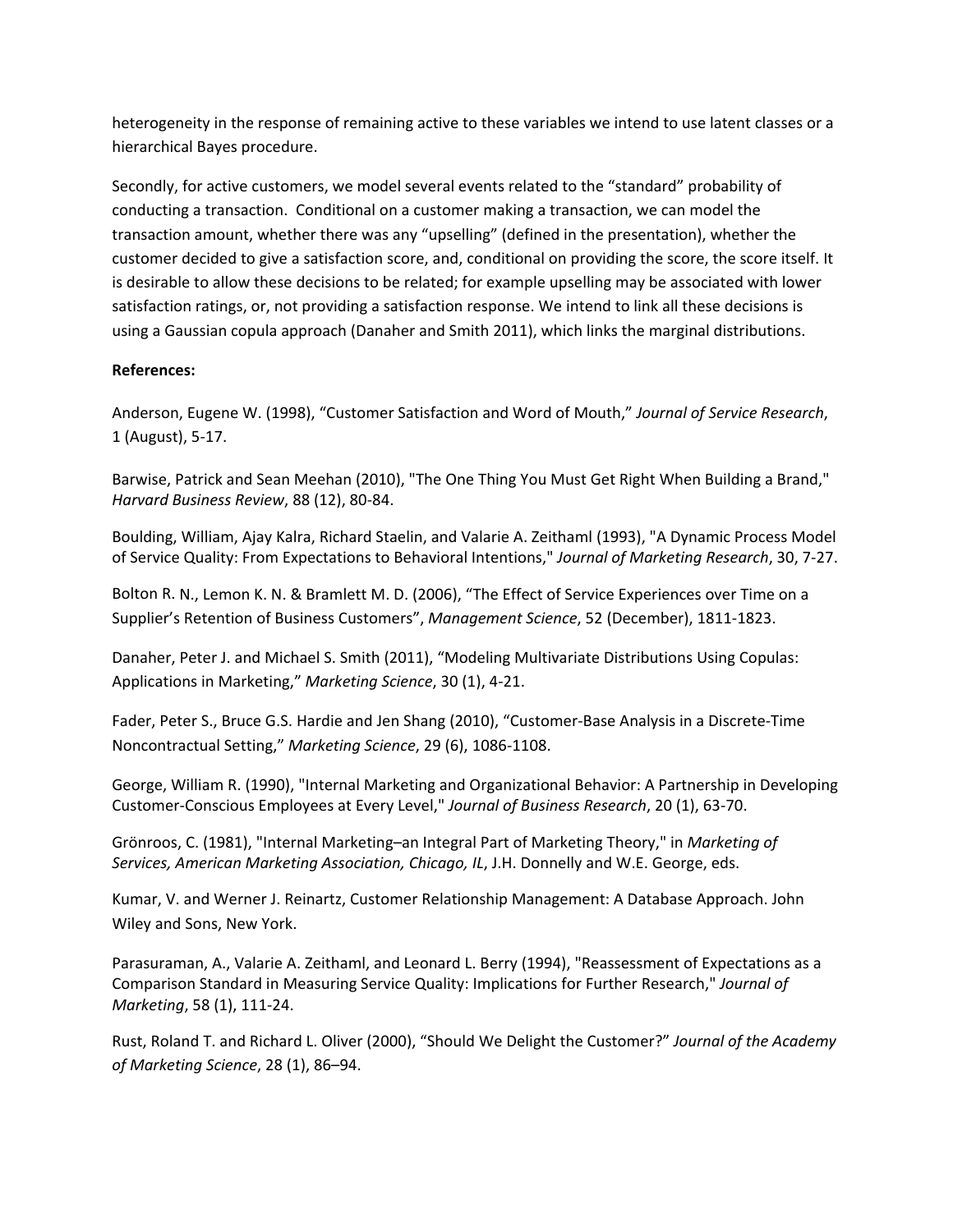heterogeneity in the response of remaining active to these variables we intend to use latent classes or a hierarchical Bayes procedure.

Secondly, for active customers, we model several events related to the "standard" probability of conducting a transaction. Conditional on a customer making a transaction, we can model the transaction amount, whether there was any "upselling" (defined in the presentation), whether the customer decided to give a satisfaction score, and, conditional on providing the score, the score itself. It is desirable to allow these decisions to be related; for example upselling may be associated with lower satisfaction ratings, or, not providing a satisfaction response. We intend to link all these decisions is using a Gaussian copula approach (Danaher and Smith 2011), which links the marginal distributions.

**References:**

Anderson, Eugene W. (1998), "Customer Satisfaction and Word of Mouth," *Journal of Service Research*, 1 (August), 5-17.

Barwise, Patrick and Sean Meehan (2010), "The One Thing You Must Get Right When Building a Brand," *Harvard Business Review*, 88 (12), 80-84.

Boulding, William, Ajay Kalra, Richard Staelin, and Valarie A. Zeithaml (1993), "A Dynamic Process Model of Service Quality: From Expectations to Behavioral Intentions," *Journal of Marketing Research*, 30, 7-27.

Bolton R. N., Lemon K. N. & Bramlett M. D. (2006), "The Effect of Service Experiences over Time on a Supplier's Retention of Business Customers", *Management Science*, 52 (December), 1811-1823.

Danaher, Peter J. and Michael S. Smith (2011), "Modeling Multivariate Distributions Using Copulas: Applications in Marketing," *Marketing Science*, 30 (1), 4-21.

Fader, Peter S., Bruce G.S. Hardie and Jen Shang (2010), "Customer-Base Analysis in a Discrete-Time Noncontractual Setting," *Marketing Science*, 29 (6), 1086-1108.

George, William R. (1990), "Internal Marketing and Organizational Behavior: A Partnership in Developing Customer-Conscious Employees at Every Level," *Journal of Business Research*, 20 (1), 63-70.

Grönroos, C. (1981), "Internal Marketing–an Integral Part of Marketing Theory," in *Marketing of Services, American Marketing Association, Chicago, IL*, J.H. Donnelly and W.E. George, eds.

Kumar, V. and Werner J. Reinartz, Customer Relationship Management: A Database Approach. John Wiley and Sons, New York.

Parasuraman, A., Valarie A. Zeithaml, and Leonard L. Berry (1994), "Reassessment of Expectations as a Comparison Standard in Measuring Service Quality: Implications for Further Research," *Journal of Marketing*, 58 (1), 111-24.

Rust, Roland T. and Richard L. Oliver (2000), "Should We Delight the Customer?" *Journal of the Academy of Marketing Science*, 28 (1), 86–94.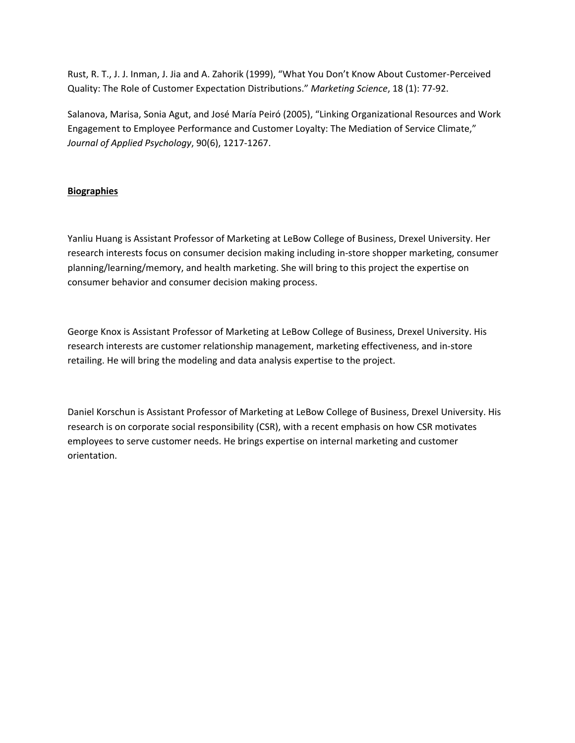Rust, R. T., J. J. Inman, J. Jia and A. Zahorik (1999), "What You Don't Know About Customer-Perceived Quality: The Role of Customer Expectation Distributions." *Marketing Science*, 18 (1): 77-92.

Salanova, Marisa, Sonia Agut, and José María Peiró (2005), "Linking Organizational Resources and Work Engagement to Employee Performance and Customer Loyalty: The Mediation of Service Climate," *Journal of Applied Psychology*, 90(6), 1217-1267.

**<u>Biographies</u>**

Yanliu Huang is Assistant Professor of Marketing at LeBow College of Business, Drexel University. Her research interests focus on consumer decision making including in-store shopper marketing, consumer planning/learning/memory, and health marketing. She will bring to this project the expertise on consumer behavior and consumer decision making process.

George Knox is Assistant Professor of Marketing at LeBow College of Business, Drexel University. His research interests are customer relationship management, marketing effectiveness, and in-store retailing. He will bring the modeling and data analysis expertise to the project.

Daniel Korschun is Assistant Professor of Marketing at LeBow College of Business, Drexel University. His research is on corporate social responsibility (CSR), with a recent emphasis on how CSR motivates employees to serve customer needs. He brings expertise on internal marketing and customer orientation.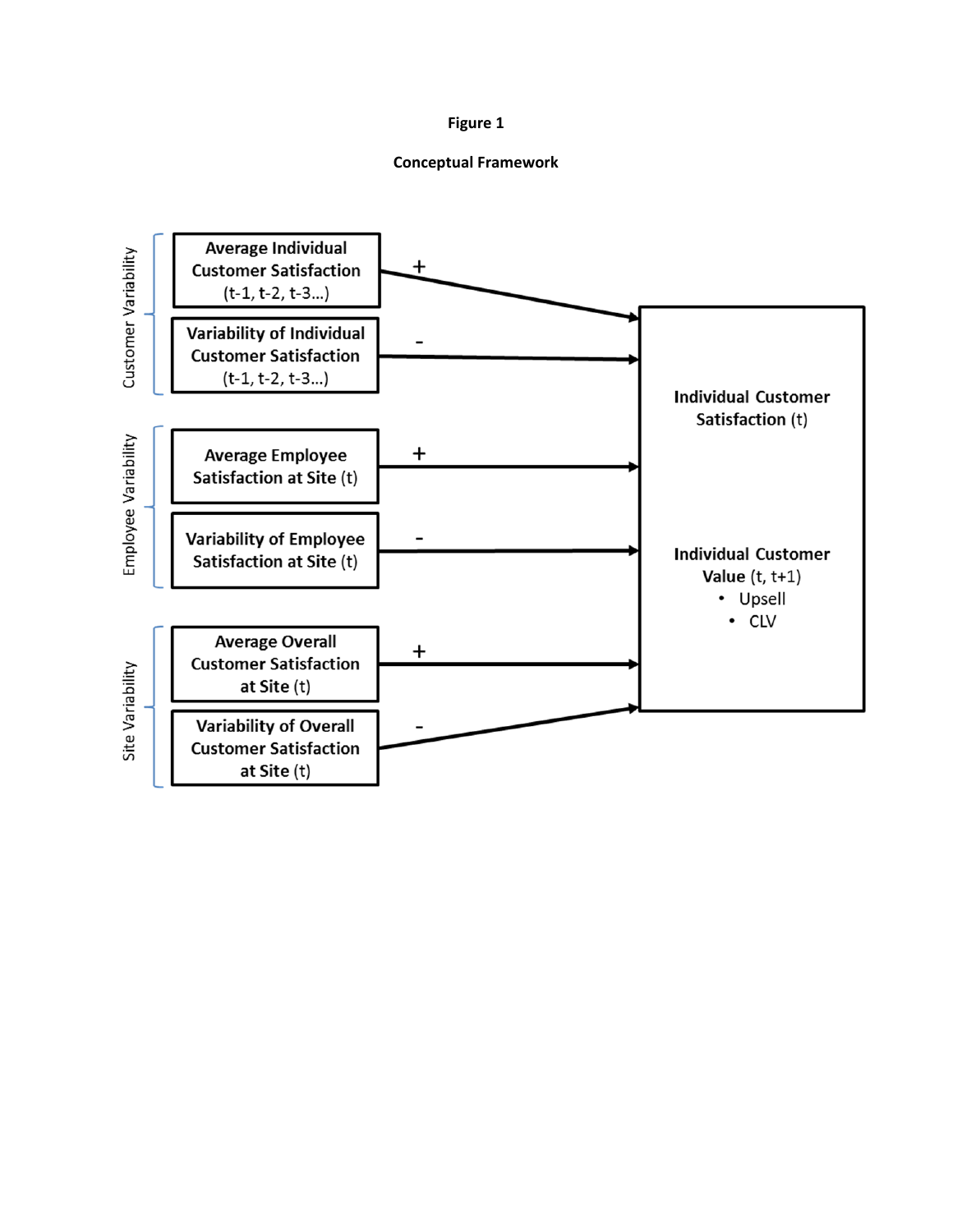**Figure 1**

**Conceptual Framework**

Customer Variability

- **Average Individual Customer Satisfaction** (t-1, t-2, t-3…) → + → Individual Customer Satisfaction (t) / Individual Customer Value (t, t+1)
- **Variability of Individual Customer Satisfaction** (t-1, t-2, t-3…) → - → Individual Customer Satisfaction (t) / Individual Customer Value (t, t+1)

Employee Variability

- **Average Employee Satisfaction at Site** (t) → + → Individual Customer Satisfaction (t) / Individual Customer Value (t, t+1)
- **Variability of Employee Satisfaction at Site** (t) → - → Individual Customer Satisfaction (t) / Individual Customer Value (t, t+1)

Site Variability

- **Average Overall Customer Satisfaction at Site** (t) → + → Individual Customer Satisfaction (t) / Individual Customer Value (t, t+1)
- **Variability of Overall Customer Satisfaction at Site** (t) → - → Individual Customer Satisfaction (t) / Individual Customer Value (t, t+1)

**Individual Customer Satisfaction** (t)

**Individual Customer Value** (t, t+1)

- Upsell
- CLV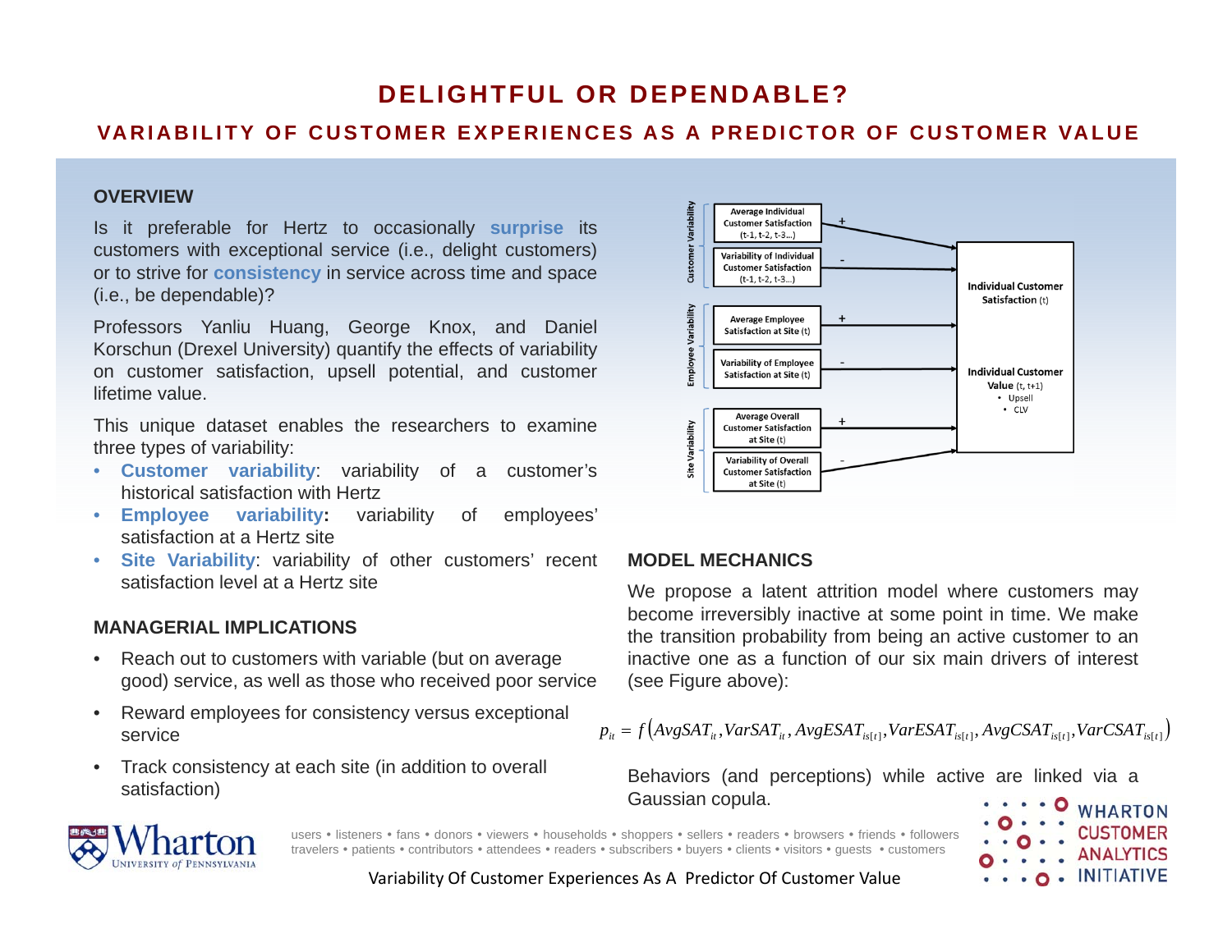# DELIGHTFUL OR DEPENDABLE?

## VARIABILITY OF CUSTOMER EXPERIENCES AS A PREDICTOR OF CUSTOMER VALUE

### OVERVIEW

Is it preferable for Hertz to occasionally **surprise** its customers with exceptional service (i.e., delight customers) or to strive for **consistency** in service across time and space (i.e., be dependable)?

Professors Yanliu Huang, George Knox, and Daniel Korschun (Drexel University) quantify the effects of variability on customer satisfaction, upsell potential, and customer lifetime value.

This unique dataset enables the researchers to examine three types of variability:

- **Customer variability**: variability of a customer's historical satisfaction with Hertz
- **Employee variability:** variability of employees' satisfaction at a Hertz site
- **Site Variability**: variability of other customers' recent satisfaction level at a Hertz site

### MANAGERIAL IMPLICATIONS

- Reach out to customers with variable (but on average good) service, as well as those who received poor service
- Reward employees for consistency versus exceptional service
- Track consistency at each site (in addition to overall satisfaction)

Customer Variability

Average Individual Customer Satisfaction (t-1, t-2, t-3…) +

Variability of Individual Customer Satisfaction (t-1, t-2, t-3…) -

Employee Variability

Average Employee Satisfaction at Site (t) +

Variability of Employee Satisfaction at Site (t) -

Site Variability

Average Overall Customer Satisfaction at Site (t) +

Variability of Overall Customer Satisfaction at Site (t) -

Individual Customer Satisfaction (t)

Individual Customer Value (t, t+1)
- Upsell
- CLV

### MODEL MECHANICS

We propose a latent attrition model where customers may become irreversibly inactive at some point in time. We make the transition probability from being an active customer to an inactive one as a function of our six main drivers of interest (see Figure above):

$$p_{it} = f\left(AvgSAT_{it}, VarSAT_{it}, AvgESAT_{is[t]}, VarESAT_{is[t]}, AvgCSAT_{is[t]}, VarCSAT_{is[t]}\right)$$

Behaviors (and perceptions) while active are linked via a Gaussian copula.

users • listeners • fans • donors • viewers • households • shoppers • sellers • readers • browsers • friends • followers travelers • patients • contributors • attendees • readers • subscribers • buyers • clients • visitors • guests • customers

Variability Of Customer Experiences As A Predictor Of Customer Value